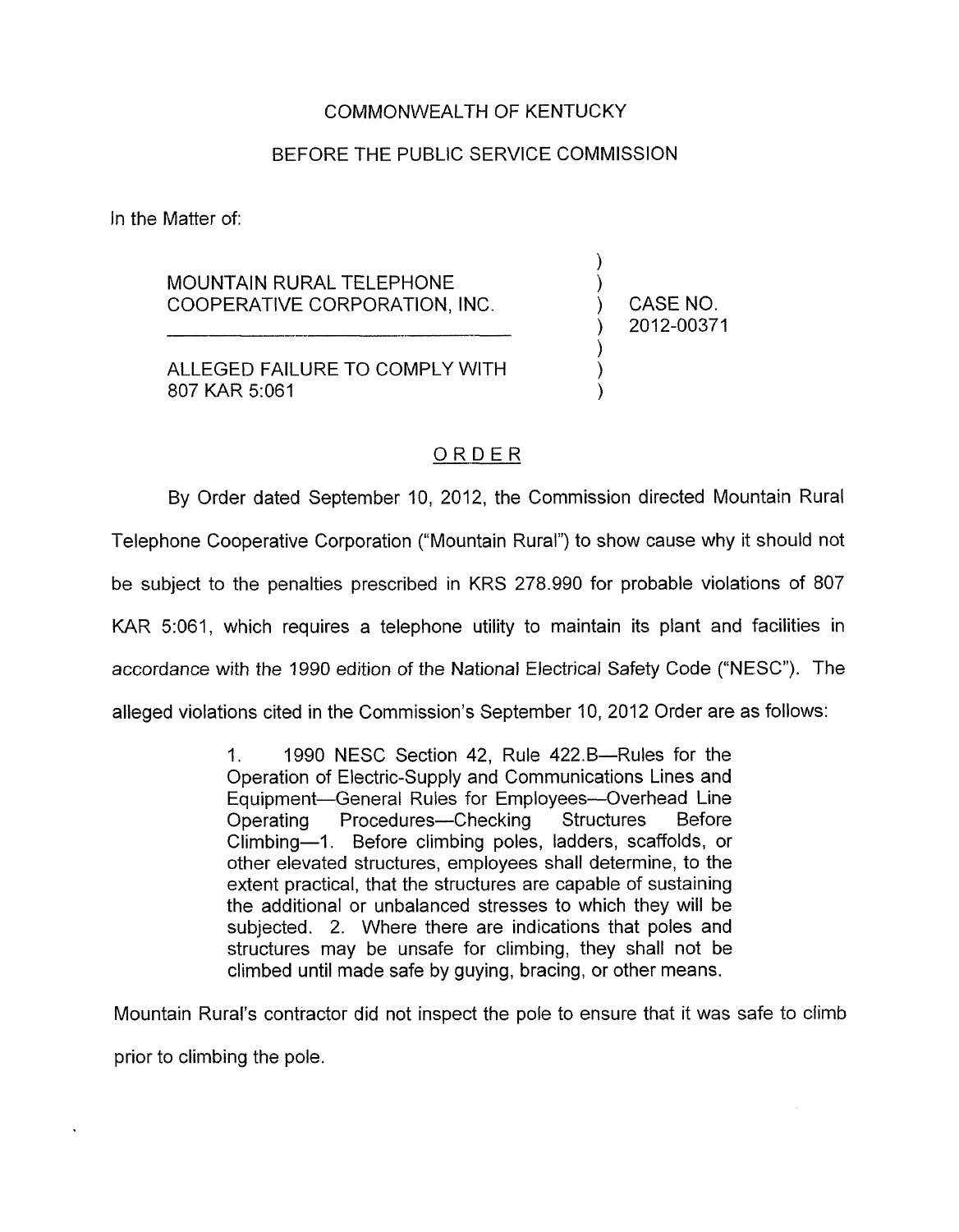COMMONWEALTH OF KENTUCKY

BEFORE THE PUBLIC SERVICE COMMISSION

In the Matter of:

| | | |
|---|---|---|
| MOUNTAIN RURAL TELEPHONE COOPERATIVE CORPORATION, INC. | ) | CASE NO. 2012-00371 |
| ALLEGED FAILURE TO COMPLY WITH 807 KAR 5:061 | ) | |

## ORDER

By Order dated September 10, 2012, the Commission directed Mountain Rural Telephone Cooperative Corporation ("Mountain Rural") to show cause why it should not be subject to the penalties prescribed in KRS 278.990 for probable violations of 807 KAR 5:061, which requires a telephone utility to maintain its plant and facilities in accordance with the 1990 edition of the National Electrical Safety Code ("NESC"). The alleged violations cited in the Commission's September 10, 2012 Order are as follows:

> 1. 1990 NESC Section 42, Rule 422.B—Rules for the Operation of Electric-Supply and Communications Lines and Equipment—General Rules for Employees—Overhead Line Operating Procedures—Checking Structures Before Climbing—1. Before climbing poles, ladders, scaffolds, or other elevated structures, employees shall determine, to the extent practical, that the structures are capable of sustaining the additional or unbalanced stresses to which they will be subjected. 2. Where there are indications that poles and structures may be unsafe for climbing, they shall not be climbed until made safe by guying, bracing, or other means.

Mountain Rural's contractor did not inspect the pole to ensure that it was safe to climb prior to climbing the pole.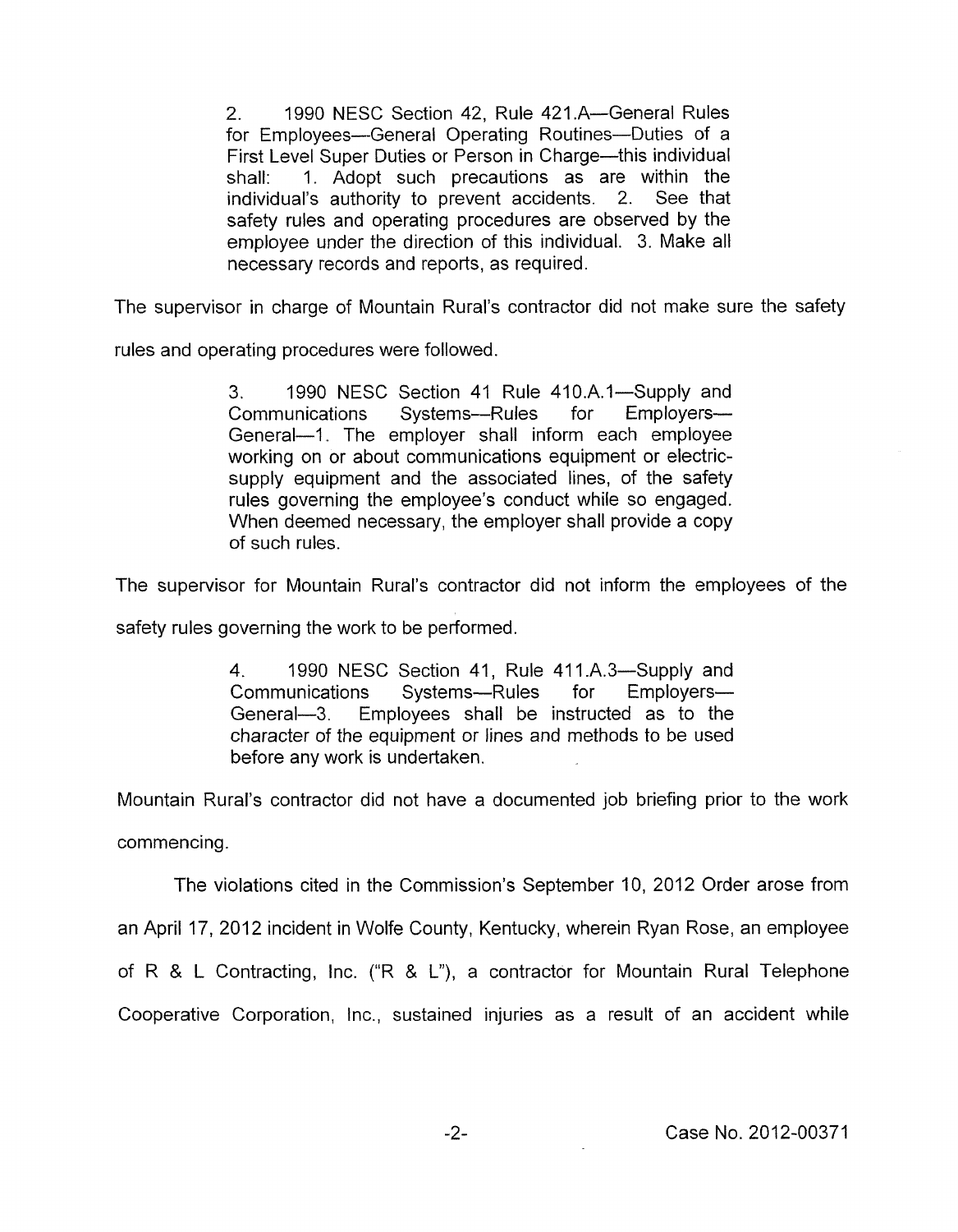> 2. 1990 NESC Section 42, Rule 421.A—General Rules for Employees—General Operating Routines—Duties of a First Level Super Duties or Person in Charge—this individual shall: 1. Adopt such precautions as are within the individual's authority to prevent accidents. 2. See that safety rules and operating procedures are observed by the employee under the direction of this individual. 3. Make all necessary records and reports, as required.

The supervisor in charge of Mountain Rural's contractor did not make sure the safety rules and operating procedures were followed.

> 3. 1990 NESC Section 41 Rule 410.A.1—Supply and Communications Systems—Rules for Employers—General—1. The employer shall inform each employee working on or about communications equipment or electric-supply equipment and the associated lines, of the safety rules governing the employee's conduct while so engaged. When deemed necessary, the employer shall provide a copy of such rules.

The supervisor for Mountain Rural's contractor did not inform the employees of the safety rules governing the work to be performed.

> 4. 1990 NESC Section 41, Rule 411.A.3—Supply and Communications Systems—Rules for Employers—General—3. Employees shall be instructed as to the character of the equipment or lines and methods to be used before any work is undertaken.

Mountain Rural's contractor did not have a documented job briefing prior to the work commencing.

The violations cited in the Commission's September 10, 2012 Order arose from an April 17, 2012 incident in Wolfe County, Kentucky, wherein Ryan Rose, an employee of R & L Contracting, Inc. ("R & L"), a contractor for Mountain Rural Telephone Cooperative Corporation, Inc., sustained injuries as a result of an accident while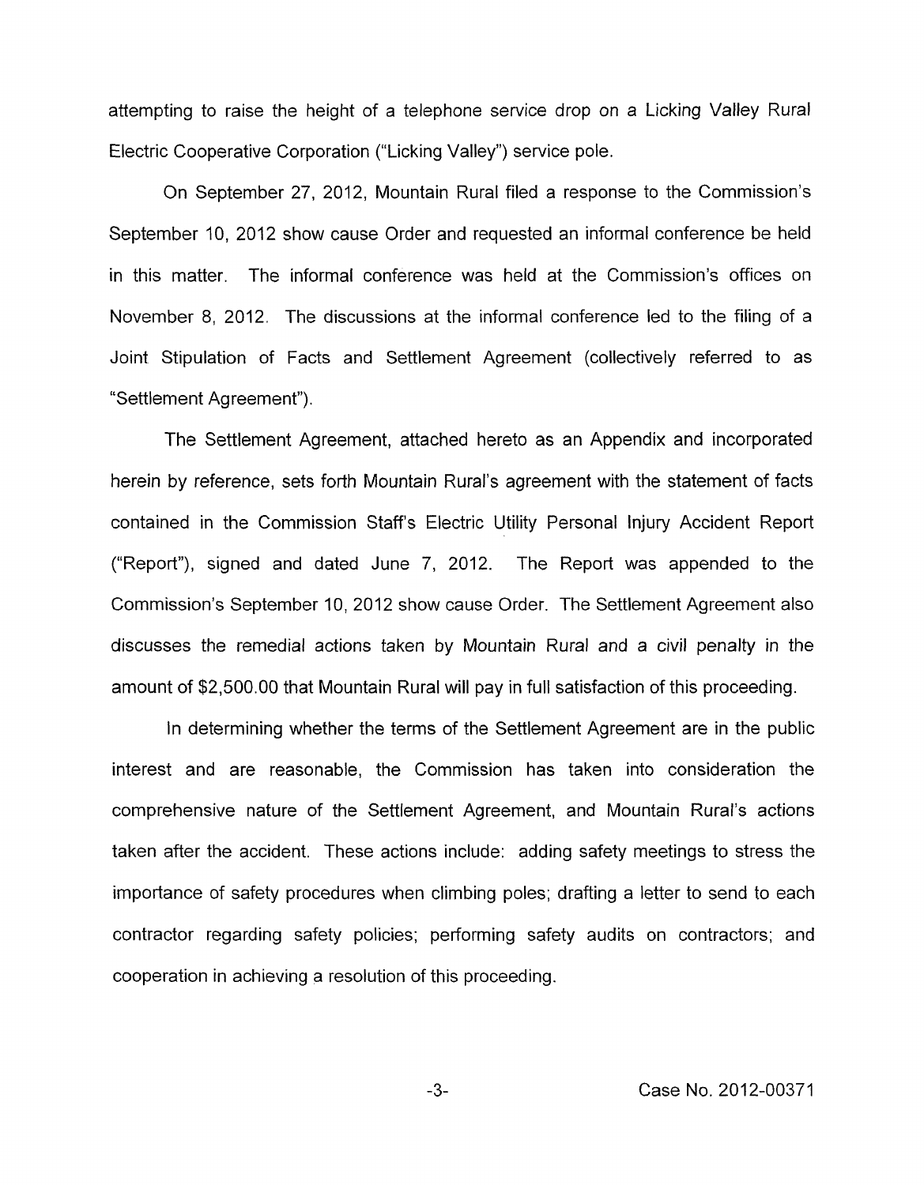attempting to raise the height of a telephone service drop on a Licking Valley Rural Electric Cooperative Corporation ("Licking Valley") service pole.

On September 27, 2012, Mountain Rural filed a response to the Commission's September 10, 2012 show cause Order and requested an informal conference be held in this matter. The informal conference was held at the Commission's offices on November 8, 2012. The discussions at the informal conference led to the filing of a Joint Stipulation of Facts and Settlement Agreement (collectively referred to as "Settlement Agreement").

The Settlement Agreement, attached hereto as an Appendix and incorporated herein by reference, sets forth Mountain Rural's agreement with the statement of facts contained in the Commission Staff's Electric Utility Personal Injury Accident Report ("Report"), signed and dated June 7, 2012. The Report was appended to the Commission's September 10, 2012 show cause Order. The Settlement Agreement also discusses the remedial actions taken by Mountain Rural and a civil penalty in the amount of $2,500.00 that Mountain Rural will pay in full satisfaction of this proceeding.

In determining whether the terms of the Settlement Agreement are in the public interest and are reasonable, the Commission has taken into consideration the comprehensive nature of the Settlement Agreement, and Mountain Rural's actions taken after the accident. These actions include: adding safety meetings to stress the importance of safety procedures when climbing poles; drafting a letter to send to each contractor regarding safety policies; performing safety audits on contractors; and cooperation in achieving a resolution of this proceeding.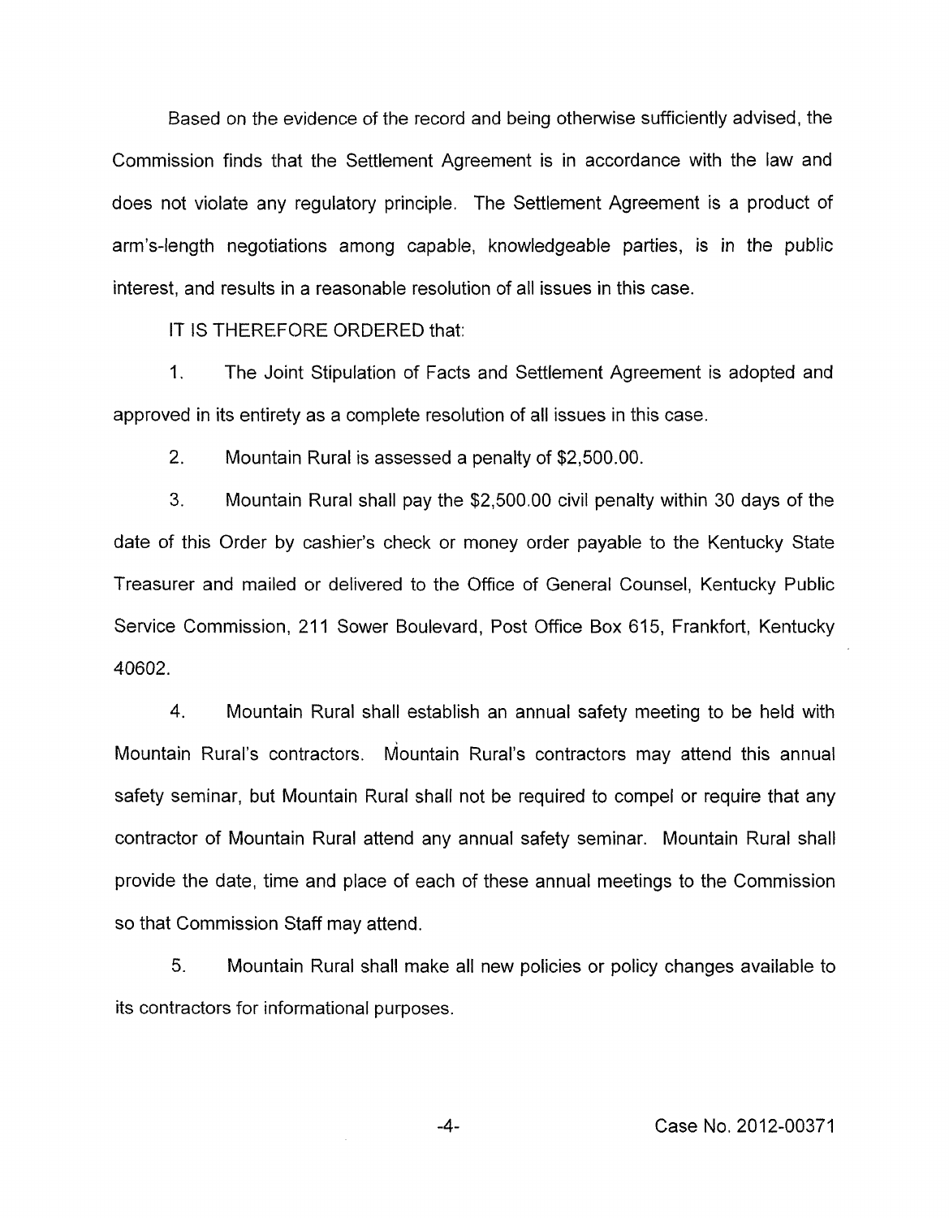Based on the evidence of the record and being otherwise sufficiently advised, the Commission finds that the Settlement Agreement is in accordance with the law and does not violate any regulatory principle. The Settlement Agreement is a product of arm's-length negotiations among capable, knowledgeable parties, is in the public interest, and results in a reasonable resolution of all issues in this case.

IT IS THEREFORE ORDERED that:

1. The Joint Stipulation of Facts and Settlement Agreement is adopted and approved in its entirety as a complete resolution of all issues in this case.

2. Mountain Rural is assessed a penalty of $2,500.00.

3. Mountain Rural shall pay the $2,500.00 civil penalty within 30 days of the date of this Order by cashier's check or money order payable to the Kentucky State Treasurer and mailed or delivered to the Office of General Counsel, Kentucky Public Service Commission, 211 Sower Boulevard, Post Office Box 615, Frankfort, Kentucky 40602.

4. Mountain Rural shall establish an annual safety meeting to be held with Mountain Rural's contractors. Mountain Rural's contractors may attend this annual safety seminar, but Mountain Rural shall not be required to compel or require that any contractor of Mountain Rural attend any annual safety seminar. Mountain Rural shall provide the date, time and place of each of these annual meetings to the Commission so that Commission Staff may attend.

5. Mountain Rural shall make all new policies or policy changes available to its contractors for informational purposes.

Case No. 2012-00371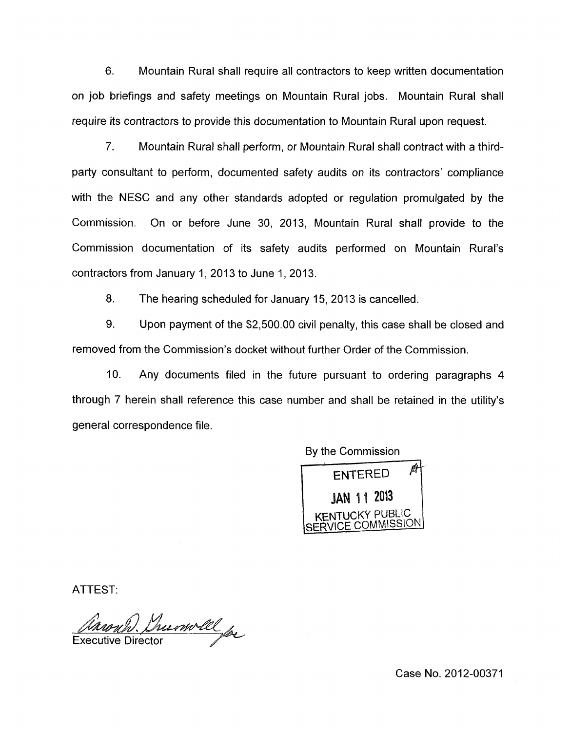6. Mountain Rural shall require all contractors to keep written documentation on job briefings and safety meetings on Mountain Rural jobs. Mountain Rural shall require its contractors to provide this documentation to Mountain Rural upon request.

7. Mountain Rural shall perform, or Mountain Rural shall contract with a third-party consultant to perform, documented safety audits on its contractors' compliance with the NESC and any other standards adopted or regulation promulgated by the Commission. On or before June 30, 2013, Mountain Rural shall provide to the Commission documentation of its safety audits performed on Mountain Rural's contractors from January 1, 2013 to June 1, 2013.

8. The hearing scheduled for January 15, 2013 is cancelled.

9. Upon payment of the $2,500.00 civil penalty, this case shall be closed and removed from the Commission's docket without further Order of the Commission.

10. Any documents filed in the future pursuant to ordering paragraphs 4 through 7 herein shall reference this case number and shall be retained in the utility's general correspondence file.

By the Commission

ENTERED
JAN 11 2013
KENTUCKY PUBLIC SERVICE COMMISSION

ATTEST:

Executive Director

Case No. 2012-00371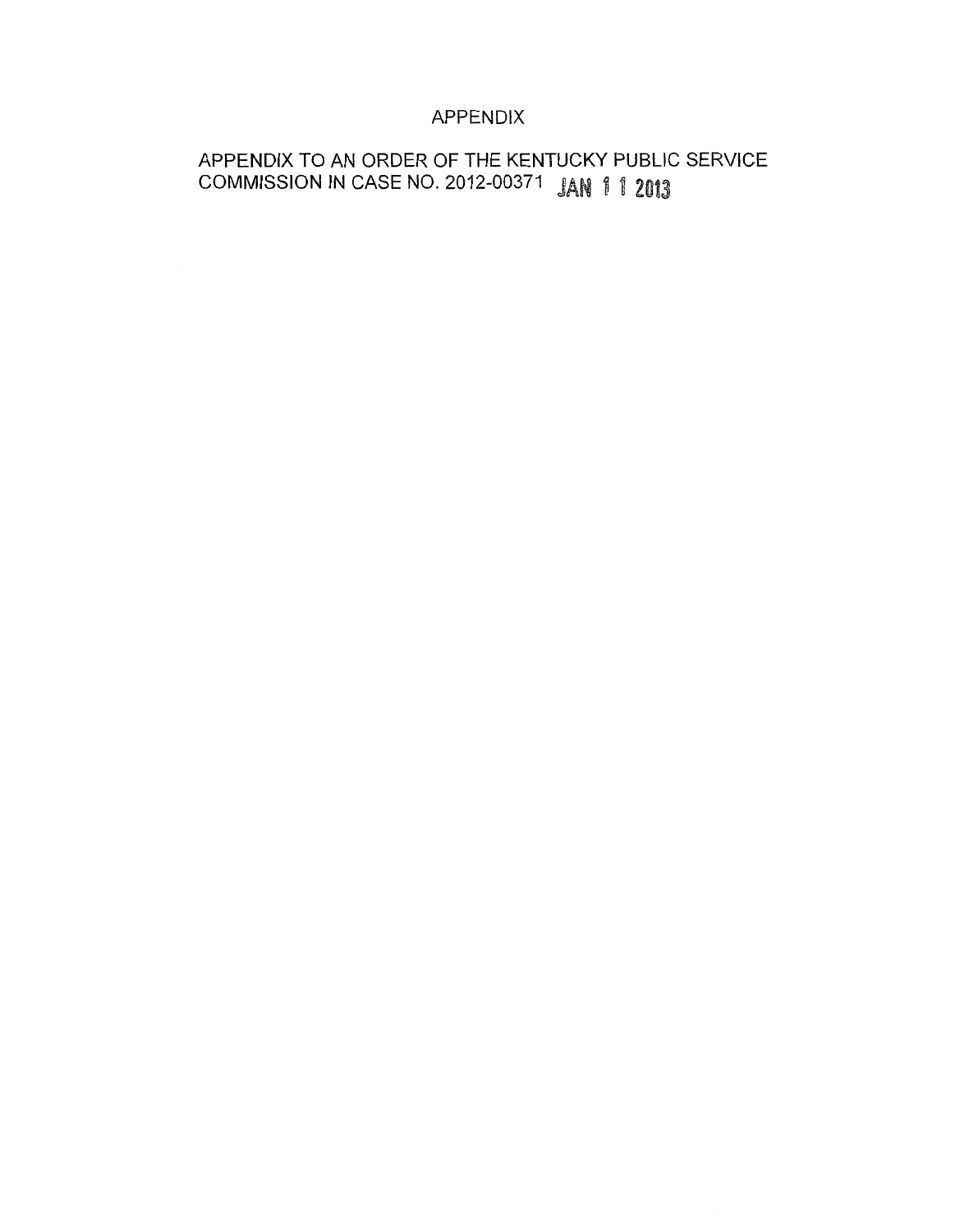# APPENDIX

APPENDIX TO AN ORDER OF THE KENTUCKY PUBLIC SERVICE COMMISSION IN CASE NO. 2012-00371 JAN 11 2013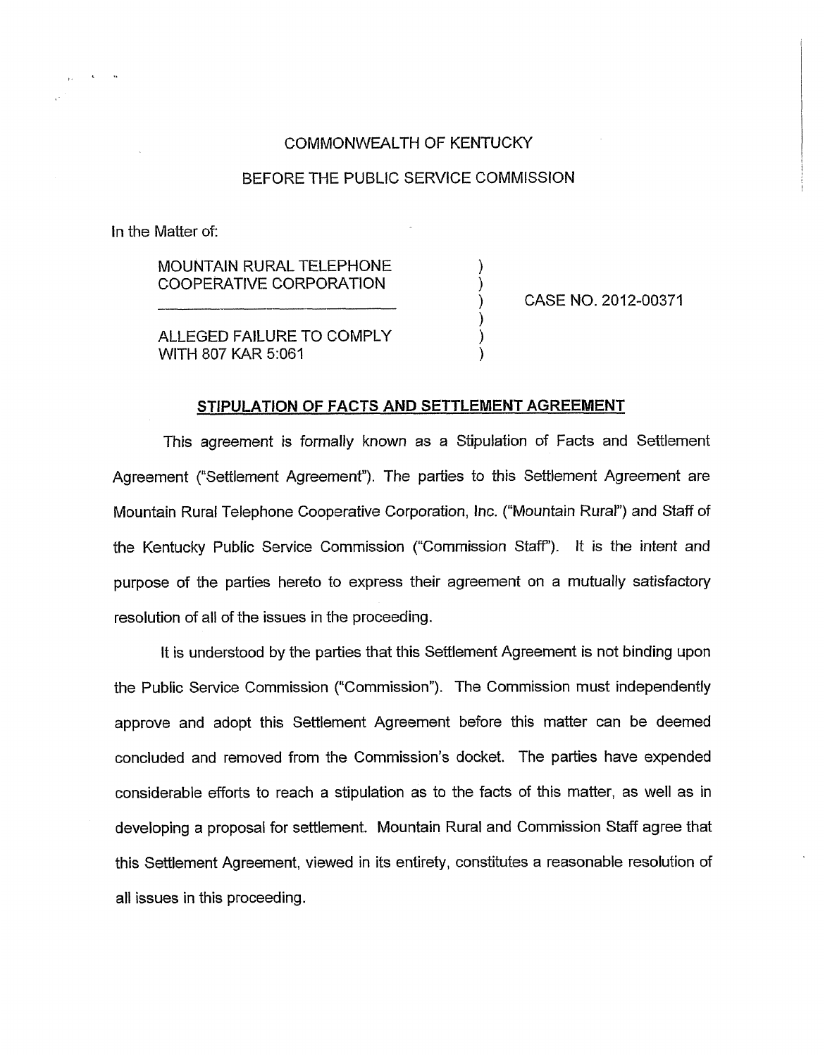COMMONWEALTH OF KENTUCKY

BEFORE THE PUBLIC SERVICE COMMISSION

In the Matter of:

| | | |
|---|---|---|
| MOUNTAIN RURAL TELEPHONE COOPERATIVE CORPORATION | ) | |
| | ) | CASE NO. 2012-00371 |
| ALLEGED FAILURE TO COMPLY WITH 807 KAR 5:061 | ) | |

**STIPULATION OF FACTS AND SETTLEMENT AGREEMENT**

This agreement is formally known as a Stipulation of Facts and Settlement Agreement ("Settlement Agreement"). The parties to this Settlement Agreement are Mountain Rural Telephone Cooperative Corporation, Inc. ("Mountain Rural") and Staff of the Kentucky Public Service Commission ("Commission Staff"). It is the intent and purpose of the parties hereto to express their agreement on a mutually satisfactory resolution of all of the issues in the proceeding.

It is understood by the parties that this Settlement Agreement is not binding upon the Public Service Commission ("Commission"). The Commission must independently approve and adopt this Settlement Agreement before this matter can be deemed concluded and removed from the Commission's docket. The parties have expended considerable efforts to reach a stipulation as to the facts of this matter, as well as in developing a proposal for settlement. Mountain Rural and Commission Staff agree that this Settlement Agreement, viewed in its entirety, constitutes a reasonable resolution of all issues in this proceeding.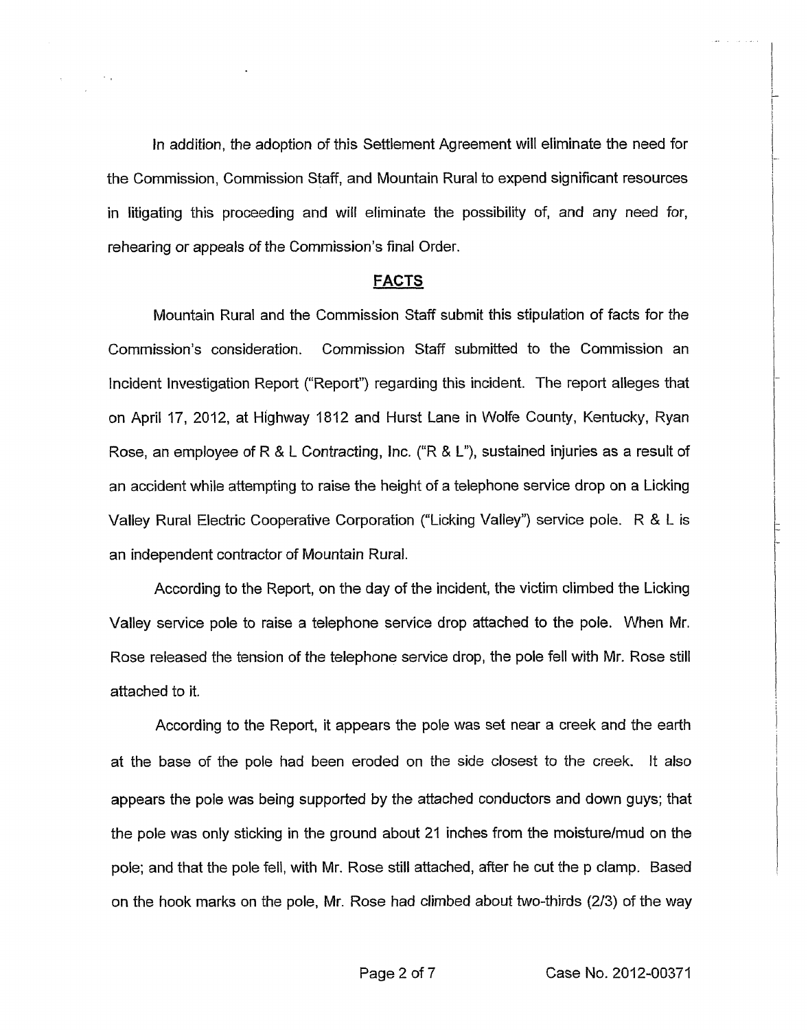In addition, the adoption of this Settlement Agreement will eliminate the need for the Commission, Commission Staff, and Mountain Rural to expend significant resources in litigating this proceeding and will eliminate the possibility of, and any need for, rehearing or appeals of the Commission's final Order.

## FACTS

Mountain Rural and the Commission Staff submit this stipulation of facts for the Commission's consideration. Commission Staff submitted to the Commission an Incident Investigation Report ("Report") regarding this incident. The report alleges that on April 17, 2012, at Highway 1812 and Hurst Lane in Wolfe County, Kentucky, Ryan Rose, an employee of R & L Contracting, Inc. ("R & L"), sustained injuries as a result of an accident while attempting to raise the height of a telephone service drop on a Licking Valley Rural Electric Cooperative Corporation ("Licking Valley") service pole. R & L is an independent contractor of Mountain Rural.

According to the Report, on the day of the incident, the victim climbed the Licking Valley service pole to raise a telephone service drop attached to the pole. When Mr. Rose released the tension of the telephone service drop, the pole fell with Mr. Rose still attached to it.

According to the Report, it appears the pole was set near a creek and the earth at the base of the pole had been eroded on the side closest to the creek. It also appears the pole was being supported by the attached conductors and down guys; that the pole was only sticking in the ground about 21 inches from the moisture/mud on the pole; and that the pole fell, with Mr. Rose still attached, after he cut the p clamp. Based on the hook marks on the pole, Mr. Rose had climbed about two-thirds (2/3) of the way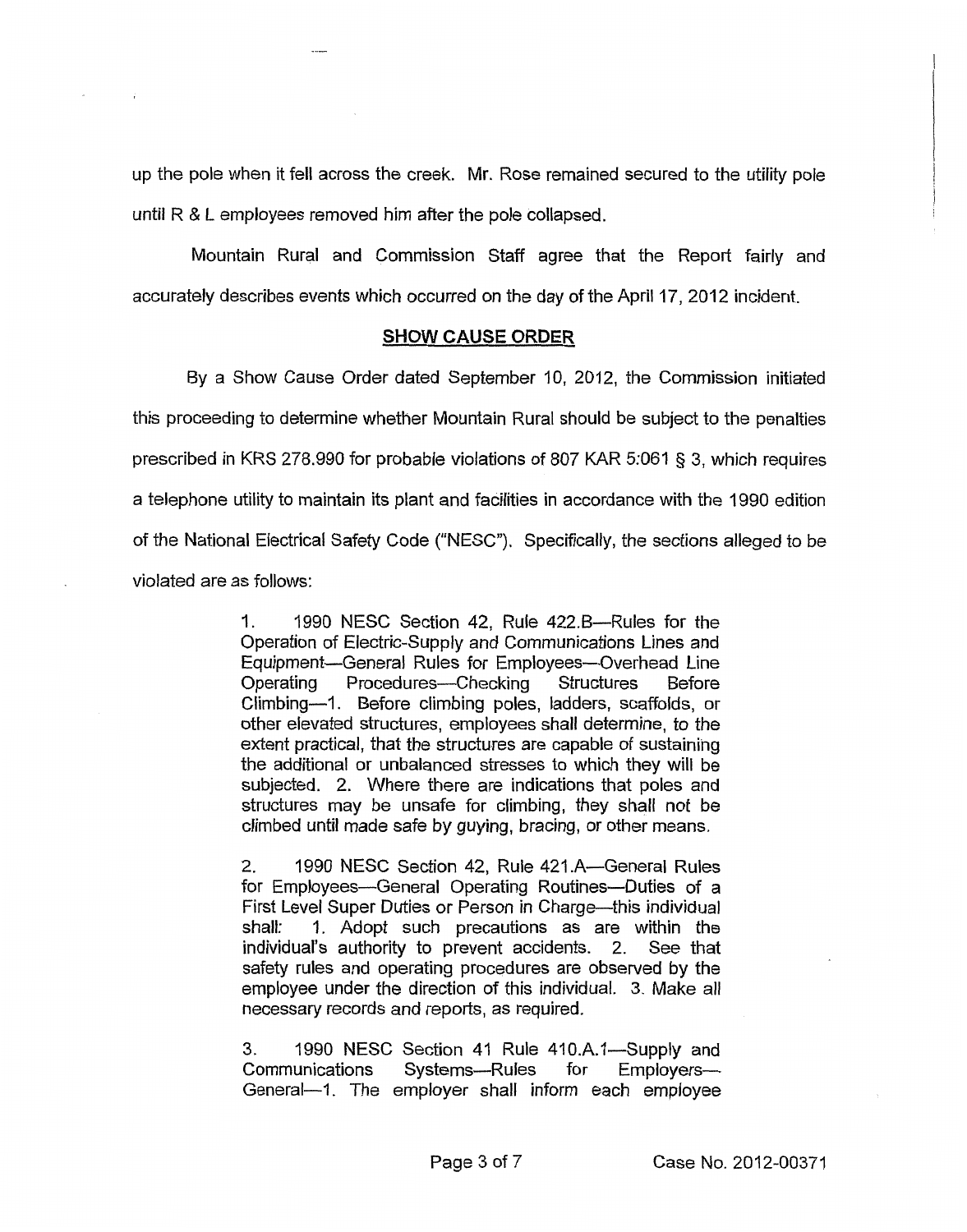up the pole when it fell across the creek. Mr. Rose remained secured to the utility pole until R & L employees removed him after the pole collapsed.

Mountain Rural and Commission Staff agree that the Report fairly and accurately describes events which occurred on the day of the April 17, 2012 incident.

## SHOW CAUSE ORDER

By a Show Cause Order dated September 10, 2012, the Commission initiated this proceeding to determine whether Mountain Rural should be subject to the penalties prescribed in KRS 278.990 for probable violations of 807 KAR 5:061 § 3, which requires a telephone utility to maintain its plant and facilities in accordance with the 1990 edition of the National Electrical Safety Code ("NESC"). Specifically, the sections alleged to be violated are as follows:

> 1. 1990 NESC Section 42, Rule 422.B—Rules for the Operation of Electric-Supply and Communications Lines and Equipment—General Rules for Employees—Overhead Line Operating Procedures—Checking Structures Before Climbing—1. Before climbing poles, ladders, scaffolds, or other elevated structures, employees shall determine, to the extent practical, that the structures are capable of sustaining the additional or unbalanced stresses to which they will be subjected. 2. Where there are indications that poles and structures may be unsafe for climbing, they shall not be climbed until made safe by guying, bracing, or other means.
>
> 2. 1990 NESC Section 42, Rule 421.A—General Rules for Employees—General Operating Routines—Duties of a First Level Super Duties or Person in Charge—this individual shall: 1. Adopt such precautions as are within the individual's authority to prevent accidents. 2. See that safety rules and operating procedures are observed by the employee under the direction of this individual. 3. Make all necessary records and reports, as required.
>
> 3. 1990 NESC Section 41 Rule 410.A.1—Supply and Communications Systems—Rules for Employers—General—1. The employer shall inform each employee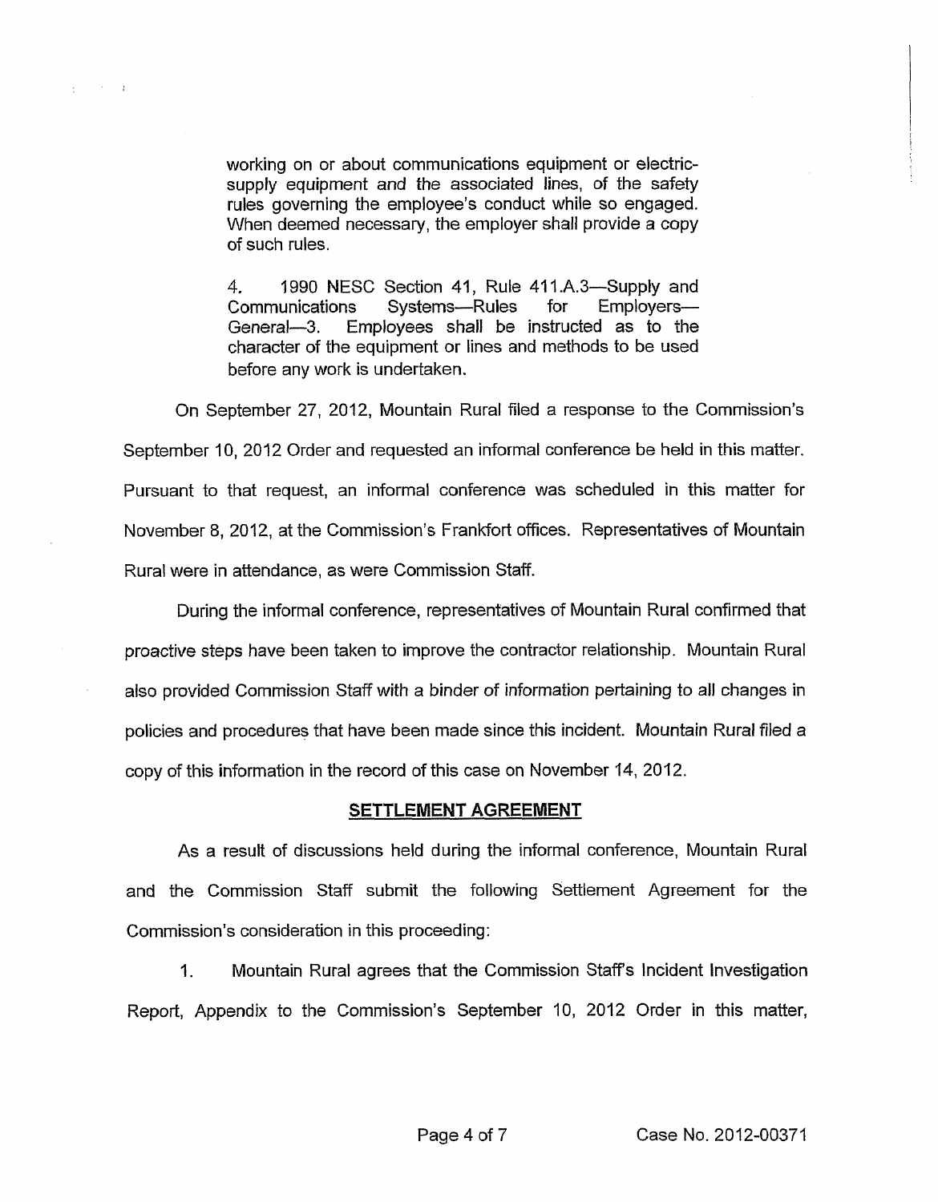working on or about communications equipment or electric-supply equipment and the associated lines, of the safety rules governing the employee's conduct while so engaged. When deemed necessary, the employer shall provide a copy of such rules.

4. 1990 NESC Section 41, Rule 411.A.3—Supply and Communications Systems—Rules for Employers—General—3. Employees shall be instructed as to the character of the equipment or lines and methods to be used before any work is undertaken.

On September 27, 2012, Mountain Rural filed a response to the Commission's September 10, 2012 Order and requested an informal conference be held in this matter. Pursuant to that request, an informal conference was scheduled in this matter for November 8, 2012, at the Commission's Frankfort offices. Representatives of Mountain Rural were in attendance, as were Commission Staff.

During the informal conference, representatives of Mountain Rural confirmed that proactive steps have been taken to improve the contractor relationship. Mountain Rural also provided Commission Staff with a binder of information pertaining to all changes in policies and procedures that have been made since this incident. Mountain Rural filed a copy of this information in the record of this case on November 14, 2012.

## SETTLEMENT AGREEMENT

As a result of discussions held during the informal conference, Mountain Rural and the Commission Staff submit the following Settlement Agreement for the Commission's consideration in this proceeding:

1. Mountain Rural agrees that the Commission Staff's Incident Investigation Report, Appendix to the Commission's September 10, 2012 Order in this matter,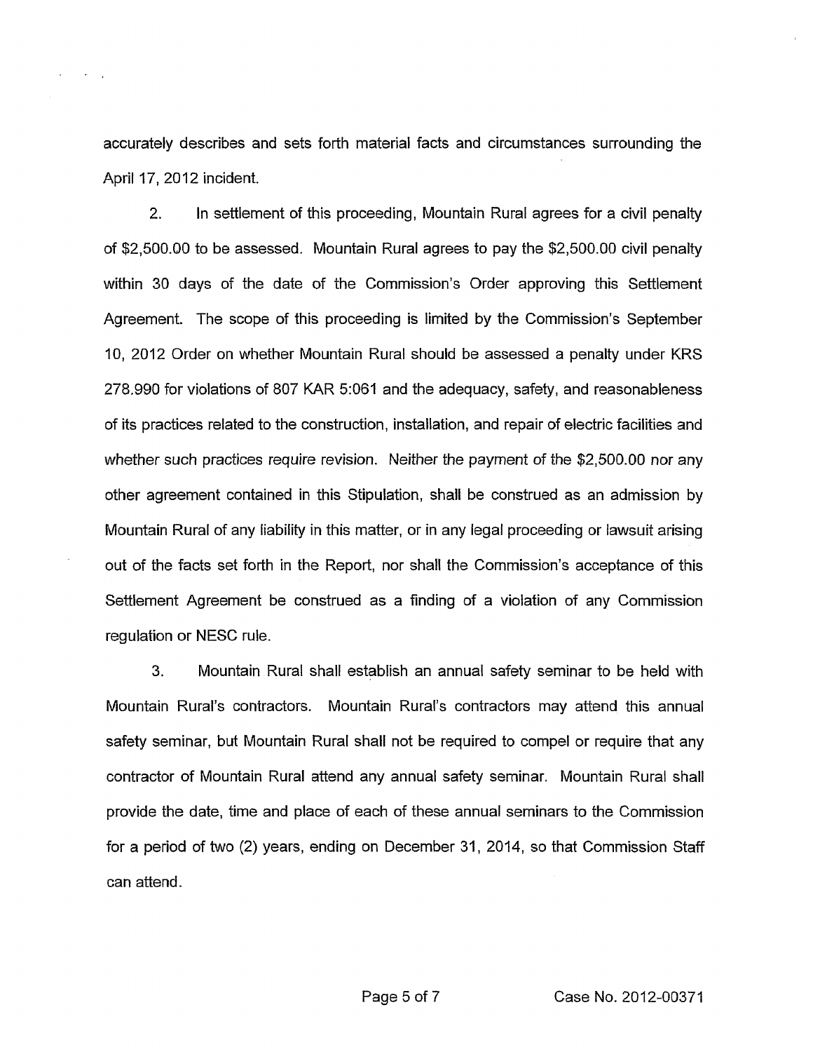accurately describes and sets forth material facts and circumstances surrounding the April 17, 2012 incident.

2. In settlement of this proceeding, Mountain Rural agrees for a civil penalty of $2,500.00 to be assessed. Mountain Rural agrees to pay the $2,500.00 civil penalty within 30 days of the date of the Commission's Order approving this Settlement Agreement. The scope of this proceeding is limited by the Commission's September 10, 2012 Order on whether Mountain Rural should be assessed a penalty under KRS 278.990 for violations of 807 KAR 5:061 and the adequacy, safety, and reasonableness of its practices related to the construction, installation, and repair of electric facilities and whether such practices require revision. Neither the payment of the $2,500.00 nor any other agreement contained in this Stipulation, shall be construed as an admission by Mountain Rural of any liability in this matter, or in any legal proceeding or lawsuit arising out of the facts set forth in the Report, nor shall the Commission's acceptance of this Settlement Agreement be construed as a finding of a violation of any Commission regulation or NESC rule.

3. Mountain Rural shall establish an annual safety seminar to be held with Mountain Rural's contractors. Mountain Rural's contractors may attend this annual safety seminar, but Mountain Rural shall not be required to compel or require that any contractor of Mountain Rural attend any annual safety seminar. Mountain Rural shall provide the date, time and place of each of these annual seminars to the Commission for a period of two (2) years, ending on December 31, 2014, so that Commission Staff can attend.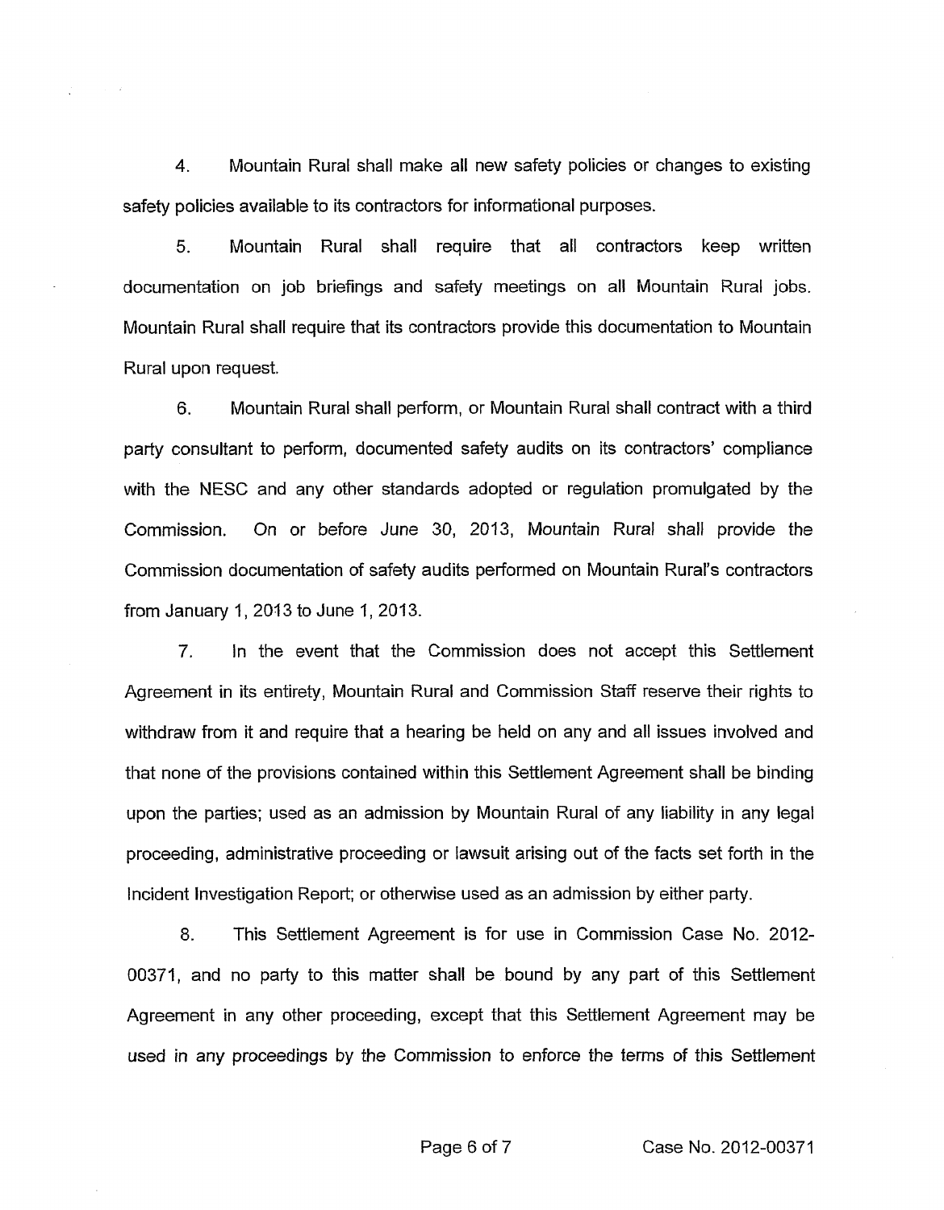4. Mountain Rural shall make all new safety policies or changes to existing safety policies available to its contractors for informational purposes.

5. Mountain Rural shall require that all contractors keep written documentation on job briefings and safety meetings on all Mountain Rural jobs. Mountain Rural shall require that its contractors provide this documentation to Mountain Rural upon request.

6. Mountain Rural shall perform, or Mountain Rural shall contract with a third party consultant to perform, documented safety audits on its contractors' compliance with the NESC and any other standards adopted or regulation promulgated by the Commission. On or before June 30, 2013, Mountain Rural shall provide the Commission documentation of safety audits performed on Mountain Rural's contractors from January 1, 2013 to June 1, 2013.

7. In the event that the Commission does not accept this Settlement Agreement in its entirety, Mountain Rural and Commission Staff reserve their rights to withdraw from it and require that a hearing be held on any and all issues involved and that none of the provisions contained within this Settlement Agreement shall be binding upon the parties; used as an admission by Mountain Rural of any liability in any legal proceeding, administrative proceeding or lawsuit arising out of the facts set forth in the Incident Investigation Report; or otherwise used as an admission by either party.

8. This Settlement Agreement is for use in Commission Case No. 2012-00371, and no party to this matter shall be bound by any part of this Settlement Agreement in any other proceeding, except that this Settlement Agreement may be used in any proceedings by the Commission to enforce the terms of this Settlement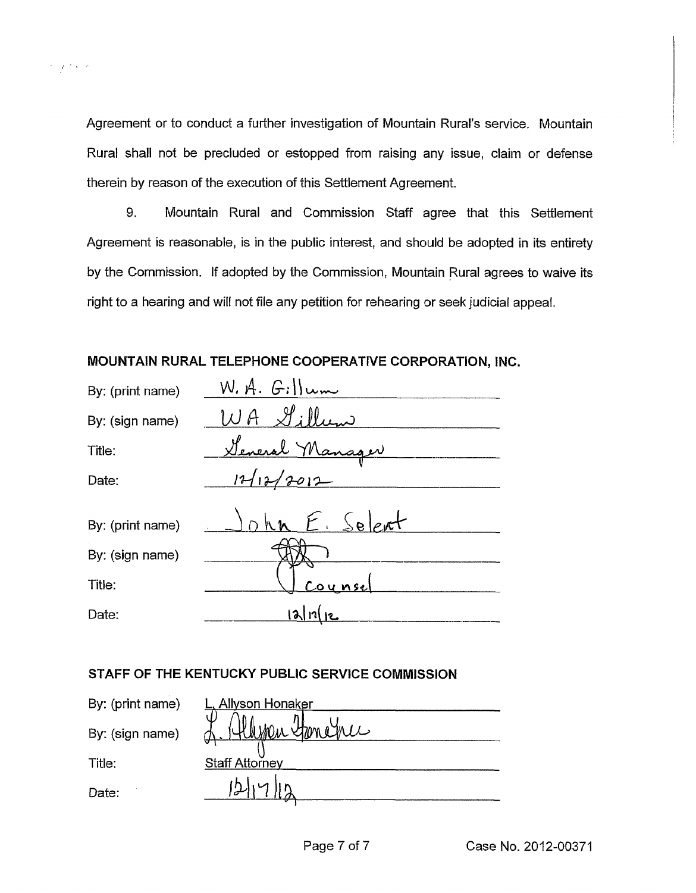Agreement or to conduct a further investigation of Mountain Rural's service. Mountain Rural shall not be precluded or estopped from raising any issue, claim or defense therein by reason of the execution of this Settlement Agreement.

9. Mountain Rural and Commission Staff agree that this Settlement Agreement is reasonable, is in the public interest, and should be adopted in its entirety by the Commission. If adopted by the Commission, Mountain Rural agrees to waive its right to a hearing and will not file any petition for rehearing or seek judicial appeal.

**MOUNTAIN RURAL TELEPHONE COOPERATIVE CORPORATION, INC.**

| | |
|---|---|
| By: (print name) | W. A. Gillum |
| By: (sign name) | WA Gillum |
| Title: | General Manager |
| Date: | 12/12/2012 |
| By: (print name) | John E. Selent |
| By: (sign name) | [signature] |
| Title: | Counsel |
| Date: | 12/17/12 |

**STAFF OF THE KENTUCKY PUBLIC SERVICE COMMISSION**

| | |
|---|---|
| By: (print name) | L. Allyson Honaker |
| By: (sign name) | L. Allyson Honaker |
| Title: | Staff Attorney |
| Date: | 12/17/12 |

Case No. 2012-00371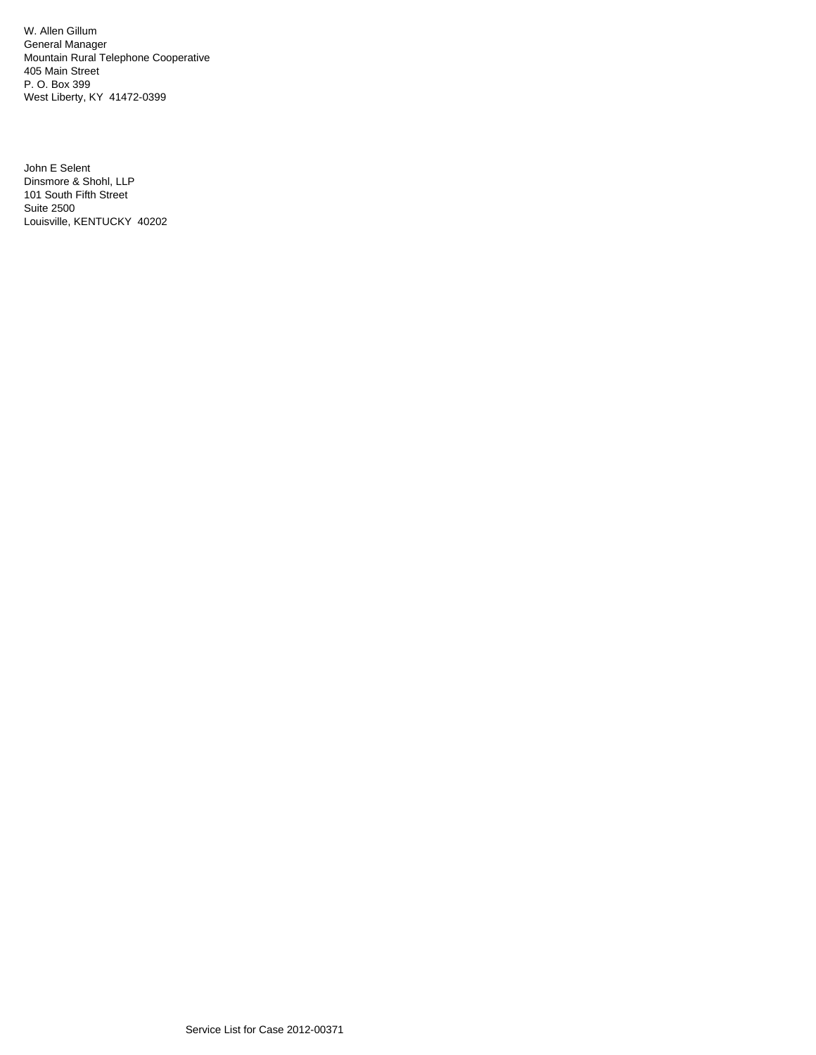W. Allen Gillum
General Manager
Mountain Rural Telephone Cooperative
405 Main Street
P. O. Box 399
West Liberty, KY 41472-0399

John E Selent
Dinsmore & Shohl, LLP
101 South Fifth Street
Suite 2500
Louisville, KENTUCKY 40202